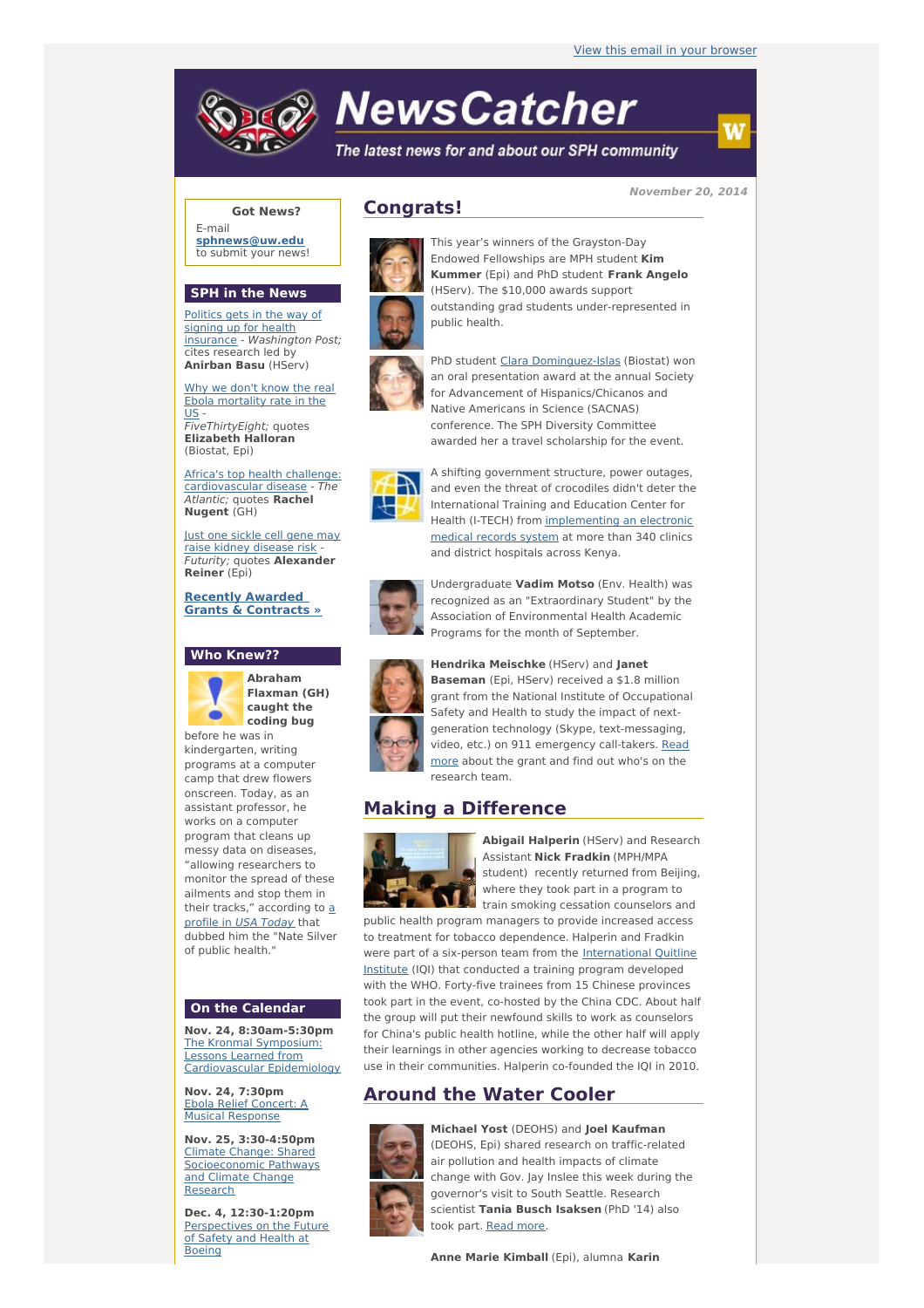View this email in your browser

# NewsCatcher

*The latest news for and about our SPH community*

**Got News?**

E-mail **sphnews@uw.edu** to submit your news!

## SPH in the News

Politics gets in the way of signing up for health insurance - *Washington Post;* cites research led by **Anirban Basu** (HServ)

Why we don't know the real Ebola mortality rate in the US - *FiveThirtyEight;* quotes **Elizabeth Halloran** (Biostat, Epi)

Africa's top health challenge: cardiovascular disease - *The Atlantic;* quotes **Rachel Nugent** (GH)

Just one sickle cell gene may raise kidney disease risk - *Futurity;* quotes **Alexander Reiner** (Epi)

**Recently Awarded Grants & Contracts »**

## Who Knew??

**Abraham Flaxman (GH) caught the coding bug** before he was in kindergarten, writing programs at a computer camp that drew flowers onscreen. Today, as an assistant professor, he works on a computer program that cleans up messy data on diseases, "allowing researchers to monitor the spread of these ailments and stop them in their tracks," according to a profile in *USA Today* that dubbed him the "Nate Silver of public health."

## On the Calendar

**Nov. 24, 8:30am-5:30pm**
The Kronmal Symposium: Lessons Learned from Cardiovascular Epidemiology

**Nov. 24, 7:30pm**
Ebola Relief Concert: A Musical Response

**Nov. 25, 3:30-4:50pm**
Climate Change: Shared Socioeconomic Pathways and Climate Change Research

**Dec. 4, 12:30-1:20pm**
Perspectives on the Future of Safety and Health at Boeing

*November 20, 2014*

## Congrats!

This year's winners of the Grayston-Day Endowed Fellowships are MPH student **Kim Kummer** (Epi) and PhD student **Frank Angelo** (HServ). The $10,000 awards support outstanding grad students under-represented in public health.

PhD student Clara Dominguez-Islas (Biostat) won an oral presentation award at the annual Society for Advancement of Hispanics/Chicanos and Native Americans in Science (SACNAS) conference. The SPH Diversity Committee awarded her a travel scholarship for the event.

A shifting government structure, power outages, and even the threat of crocodiles didn't deter the International Training and Education Center for Health (I-TECH) from implementing an electronic medical records system at more than 340 clinics and district hospitals across Kenya.

Undergraduate **Vadim Motso** (Env. Health) was recognized as an "Extraordinary Student" by the Association of Environmental Health Academic Programs for the month of September.

**Hendrika Meischke** (HServ) and **Janet Baseman** (Epi, HServ) received a $1.8 million grant from the National Institute of Occupational Safety and Health to study the impact of next-generation technology (Skype, text-messaging, video, etc.) on 911 emergency call-takers. Read more about the grant and find out who's on the research team.

## Making a Difference

**Abigail Halperin** (HServ) and Research Assistant **Nick Fradkin** (MPH/MPA student) recently returned from Beijing, where they took part in a program to train smoking cessation counselors and public health program managers to provide increased access to treatment for tobacco dependence. Halperin and Fradkin were part of a six-person team from the International Quitline Institute (IQI) that conducted a training program developed with the WHO. Forty-five trainees from 15 Chinese provinces took part in the event, co-hosted by the China CDC. About half the group will put their newfound skills to work as counselors for China's public health hotline, while the other half will apply their learnings in other agencies working to decrease tobacco use in their communities. Halperin co-founded the IQI in 2010.

## Around the Water Cooler

**Michael Yost** (DEOHS) and **Joel Kaufman** (DEOHS, Epi) shared research on traffic-related air pollution and health impacts of climate change with Gov. Jay Inslee this week during the governor's visit to South Seattle. Research scientist **Tania Busch Isaksen** (PhD '14) also took part. Read more.

**Anne Marie Kimball** (Epi), alumna **Karin**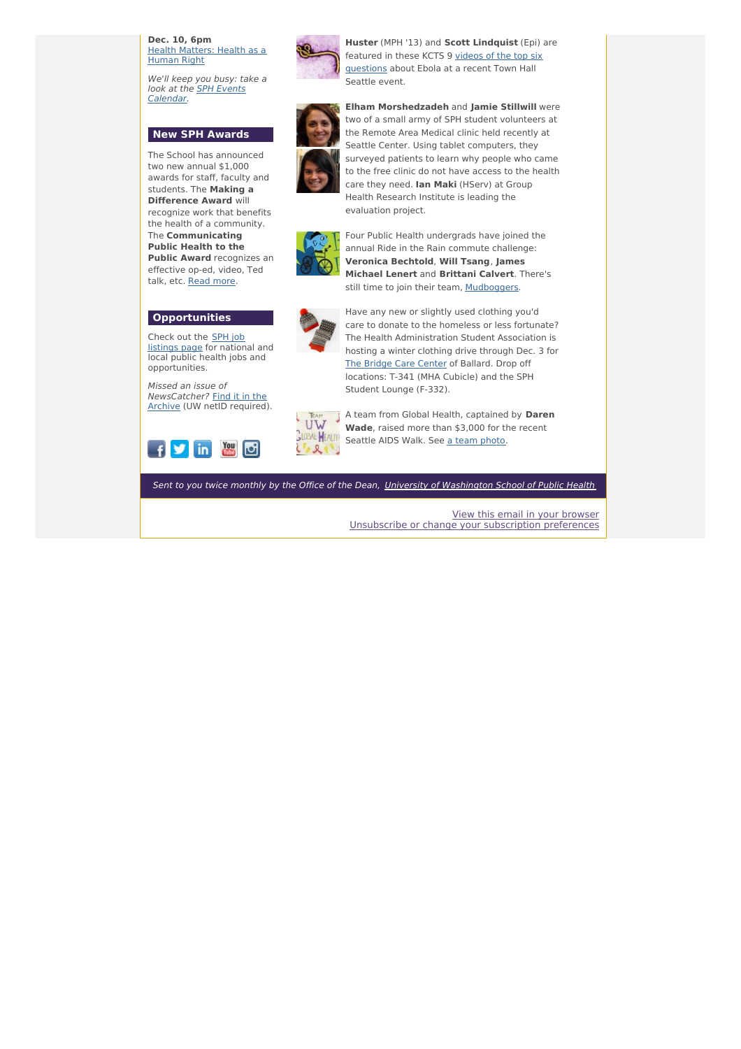**Dec. 10, 6pm**
Health Matters: Health as a Human Right

*We'll keep you busy: take a look at the SPH Events Calendar.*

## New SPH Awards

The School has announced two new annual $1,000 awards for staff, faculty and students. The **Making a Difference Award** will recognize work that benefits the health of a community. The **Communicating Public Health to the Public Award** recognizes an effective op-ed, video, Ted talk, etc. Read more.

## Opportunities

Check out the SPH job listings page for national and local public health jobs and opportunities.

*Missed an issue of NewsCatcher?* Find it in the Archive (UW netID required).

**Huster** (MPH '13) and **Scott Lindquist** (Epi) are featured in these KCTS 9 videos of the top six questions about Ebola at a recent Town Hall Seattle event.

**Elham Morshedzadeh** and **Jamie Stillwill** were two of a small army of SPH student volunteers at the Remote Area Medical clinic held recently at Seattle Center. Using tablet computers, they surveyed patients to learn why people who came to the free clinic do not have access to the health care they need. **Ian Maki** (HServ) at Group Health Research Institute is leading the evaluation project.

Four Public Health undergrads have joined the annual Ride in the Rain commute challenge: **Veronica Bechtold**, **Will Tsang**, **James Michael Lenert** and **Brittani Calvert**. There's still time to join their team, Mudboggers.

Have any new or slightly used clothing you'd care to donate to the homeless or less fortunate? The Health Administration Student Association is hosting a winter clothing drive through Dec. 3 for The Bridge Care Center of Ballard. Drop off locations: T-341 (MHA Cubicle) and the SPH Student Lounge (F-332).

A team from Global Health, captained by **Daren Wade**, raised more than $3,000 for the recent Seattle AIDS Walk. See a team photo.

*Sent to you twice monthly by the Office of the Dean, University of Washington School of Public Health*

View this email in your browser
Unsubscribe or change your subscription preferences